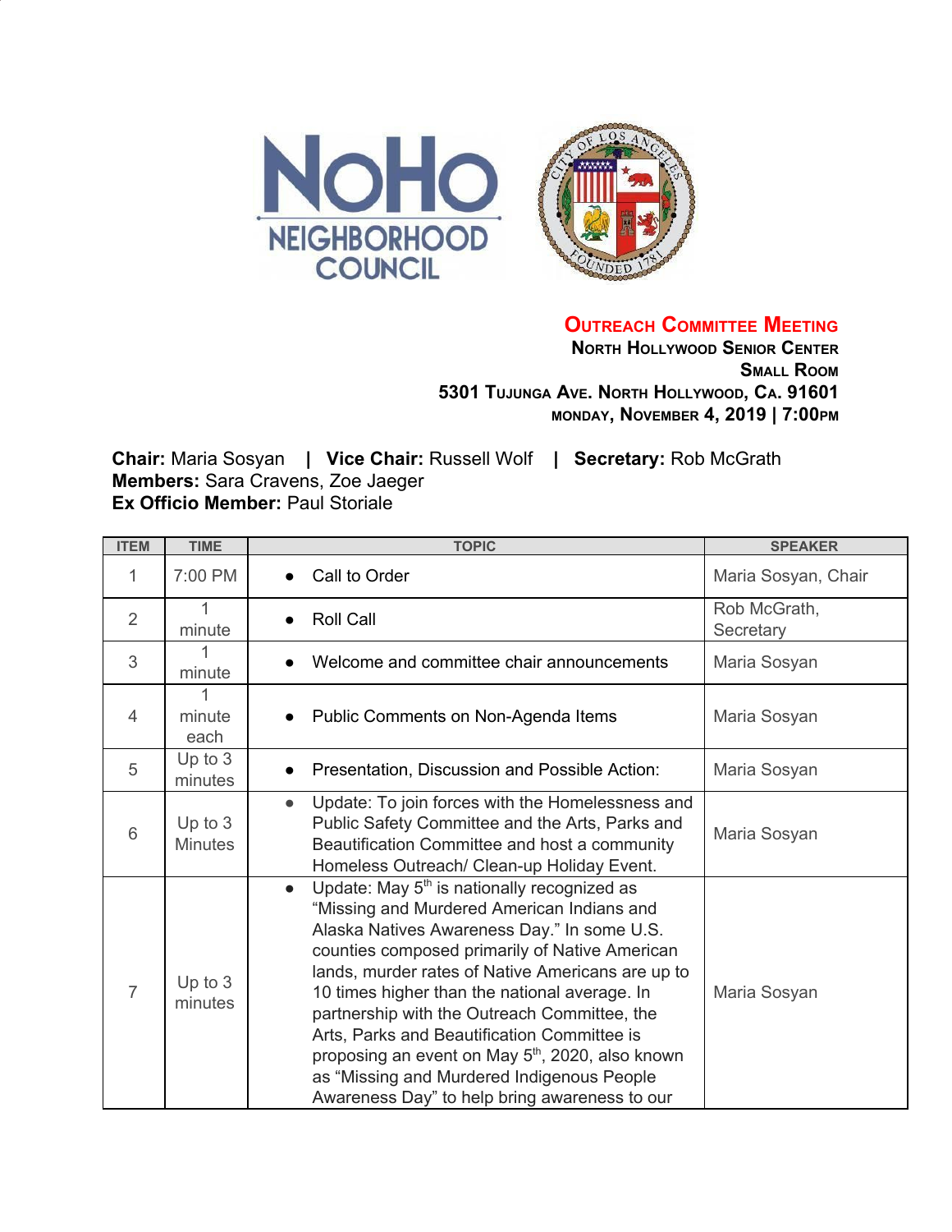# Outreach Committee Meeting

**North Hollywood Senior Center**
**Small Room**
**5301 Tujunga Ave. North Hollywood, Ca. 91601**
**Monday, November 4, 2019 | 7:00pm**

**Chair:** Maria Sosyan | **Vice Chair:** Russell Wolf | **Secretary:** Rob McGrath
**Members:** Sara Cravens, Zoe Jaeger
**Ex Officio Member:** Paul Storiale

| ITEM | TIME | TOPIC | SPEAKER |
| --- | --- | --- | --- |
| 1 | 7:00 PM | • Call to Order | Maria Sosyan, Chair |
| 2 | 1 minute | • Roll Call | Rob McGrath, Secretary |
| 3 | 1 minute | • Welcome and committee chair announcements | Maria Sosyan |
| 4 | 1 minute each | • Public Comments on Non-Agenda Items | Maria Sosyan |
| 5 | Up to 3 minutes | • Presentation, Discussion and Possible Action: | Maria Sosyan |
| 6 | Up to 3 Minutes | • Update: To join forces with the Homelessness and Public Safety Committee and the Arts, Parks and Beautification Committee and host a community Homeless Outreach/ Clean-up Holiday Event. | Maria Sosyan |
| 7 | Up to 3 minutes | • Update: May 5th is nationally recognized as "Missing and Murdered American Indians and Alaska Natives Awareness Day." In some U.S. counties composed primarily of Native American lands, murder rates of Native Americans are up to 10 times higher than the national average. In partnership with the Outreach Committee, the Arts, Parks and Beautification Committee is proposing an event on May 5th, 2020, also known as "Missing and Murdered Indigenous People Awareness Day" to help bring awareness to our | Maria Sosyan |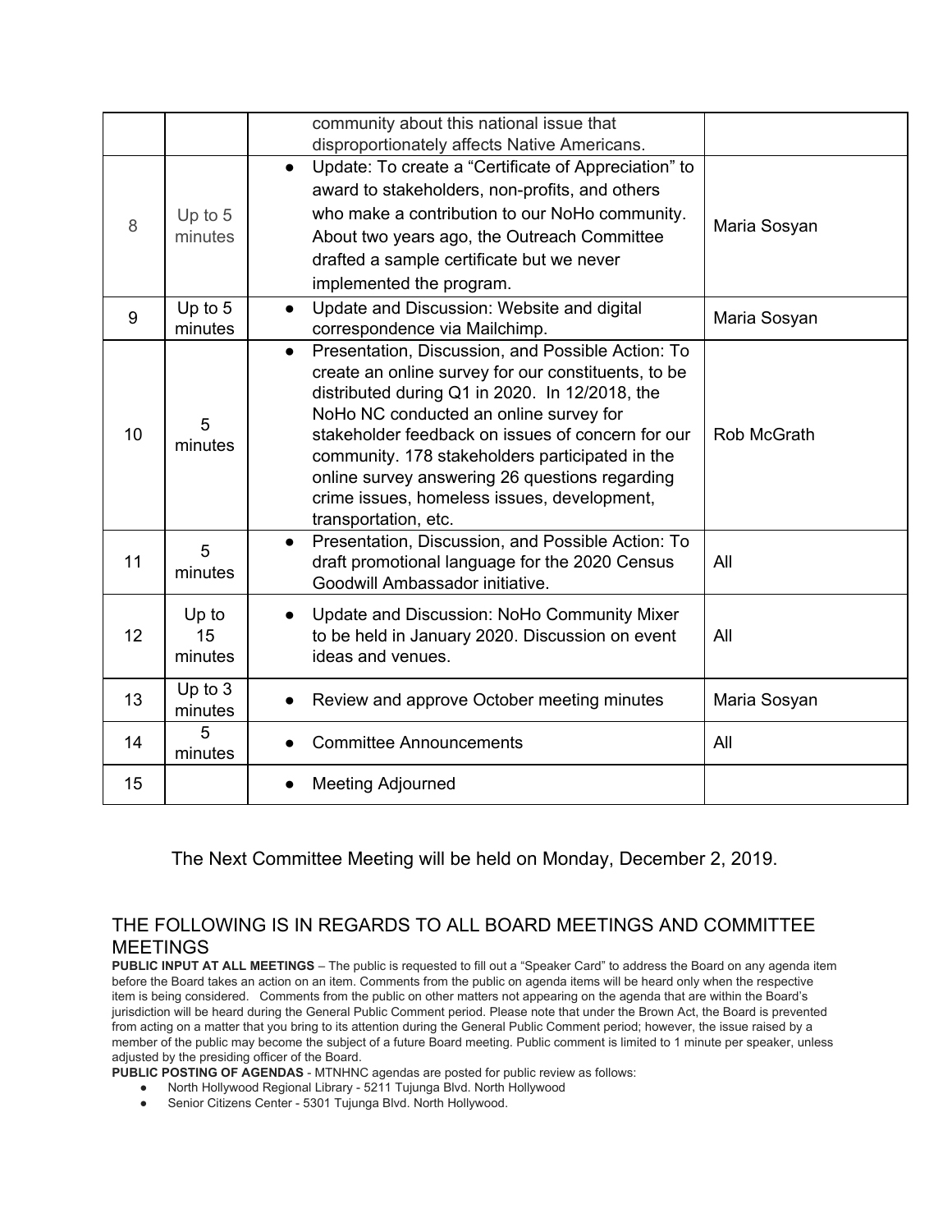| | | | |
|---|---|---|---|
| | | community about this national issue that disproportionately affects Native Americans. | |
| 8 | Up to 5 minutes | • Update: To create a "Certificate of Appreciation" to award to stakeholders, non-profits, and others who make a contribution to our NoHo community. About two years ago, the Outreach Committee drafted a sample certificate but we never implemented the program. | Maria Sosyan |
| 9 | Up to 5 minutes | • Update and Discussion: Website and digital correspondence via Mailchimp. | Maria Sosyan |
| 10 | 5 minutes | • Presentation, Discussion, and Possible Action: To create an online survey for our constituents, to be distributed during Q1 in 2020. In 12/2018, the NoHo NC conducted an online survey for stakeholder feedback on issues of concern for our community. 178 stakeholders participated in the online survey answering 26 questions regarding crime issues, homeless issues, development, transportation, etc. | Rob McGrath |
| 11 | 5 minutes | • Presentation, Discussion, and Possible Action: To draft promotional language for the 2020 Census Goodwill Ambassador initiative. | All |
| 12 | Up to 15 minutes | • Update and Discussion: NoHo Community Mixer to be held in January 2020. Discussion on event ideas and venues. | All |
| 13 | Up to 3 minutes | • Review and approve October meeting minutes | Maria Sosyan |
| 14 | 5 minutes | • Committee Announcements | All |
| 15 | | • Meeting Adjourned | |

The Next Committee Meeting will be held on Monday, December 2, 2019.

## THE FOLLOWING IS IN REGARDS TO ALL BOARD MEETINGS AND COMMITTEE MEETINGS

**PUBLIC INPUT AT ALL MEETINGS** – The public is requested to fill out a "Speaker Card" to address the Board on any agenda item before the Board takes an action on an item. Comments from the public on agenda items will be heard only when the respective item is being considered. Comments from the public on other matters not appearing on the agenda that are within the Board's jurisdiction will be heard during the General Public Comment period. Please note that under the Brown Act, the Board is prevented from acting on a matter that you bring to its attention during the General Public Comment period; however, the issue raised by a member of the public may become the subject of a future Board meeting. Public comment is limited to 1 minute per speaker, unless adjusted by the presiding officer of the Board.

**PUBLIC POSTING OF AGENDAS** - MTNHNC agendas are posted for public review as follows:

- North Hollywood Regional Library - 5211 Tujunga Blvd. North Hollywood
- Senior Citizens Center - 5301 Tujunga Blvd. North Hollywood.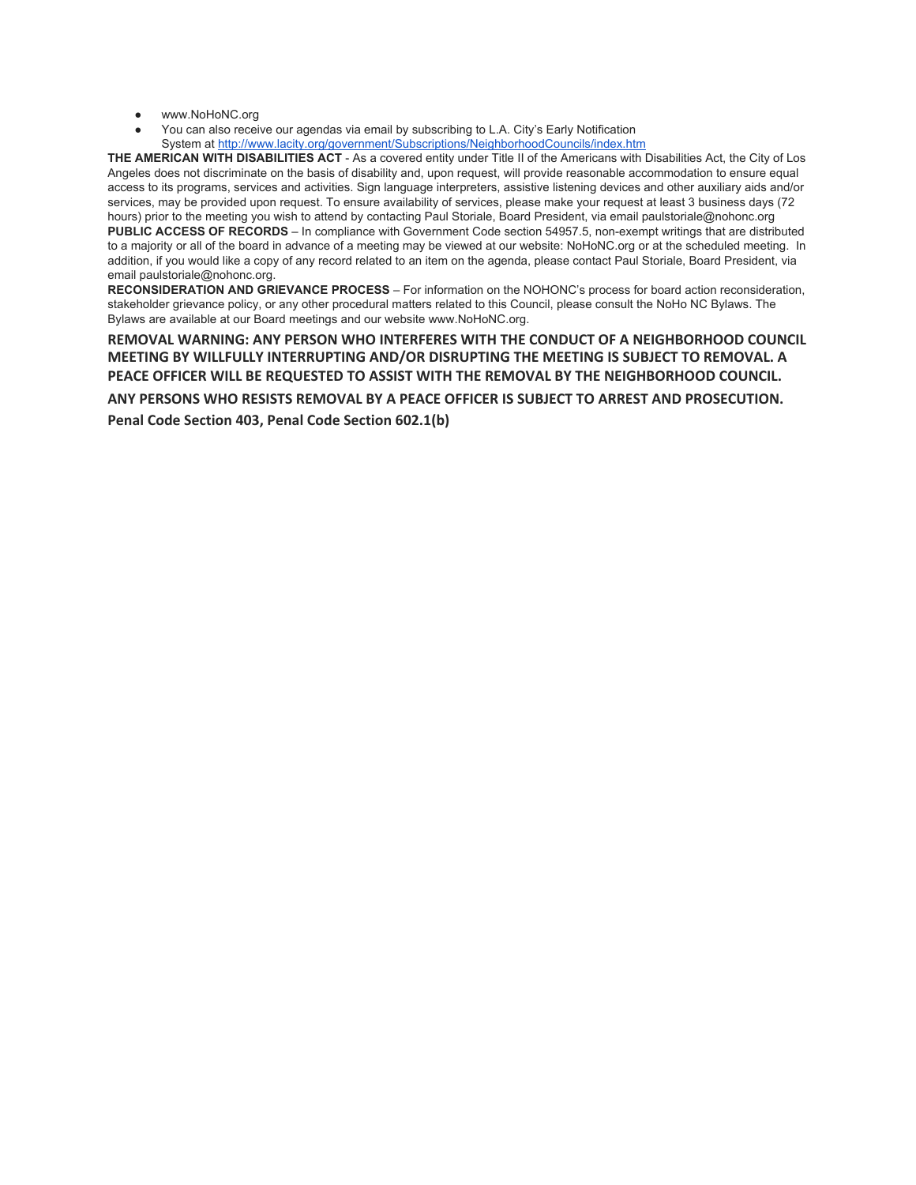- www.NoHoNC.org
- You can also receive our agendas via email by subscribing to L.A. City's Early Notification System at [http://www.lacity.org/government/Subscriptions/NeighborhoodCouncils/index.htm](http://www.lacity.org/government/Subscriptions/NeighborhoodCouncils/index.htm)

**THE AMERICAN WITH DISABILITIES ACT** - As a covered entity under Title II of the Americans with Disabilities Act, the City of Los Angeles does not discriminate on the basis of disability and, upon request, will provide reasonable accommodation to ensure equal access to its programs, services and activities. Sign language interpreters, assistive listening devices and other auxiliary aids and/or services, may be provided upon request. To ensure availability of services, please make your request at least 3 business days (72 hours) prior to the meeting you wish to attend by contacting Paul Storiale, Board President, via email paulstoriale@nohonc.org

**PUBLIC ACCESS OF RECORDS** – In compliance with Government Code section 54957.5, non-exempt writings that are distributed to a majority or all of the board in advance of a meeting may be viewed at our website: NoHoNC.org or at the scheduled meeting. In addition, if you would like a copy of any record related to an item on the agenda, please contact Paul Storiale, Board President, via email paulstoriale@nohonc.org.

**RECONSIDERATION AND GRIEVANCE PROCESS** – For information on the NOHONC's process for board action reconsideration, stakeholder grievance policy, or any other procedural matters related to this Council, please consult the NoHo NC Bylaws. The Bylaws are available at our Board meetings and our website www.NoHoNC.org.

**REMOVAL WARNING: ANY PERSON WHO INTERFERES WITH THE CONDUCT OF A NEIGHBORHOOD COUNCIL MEETING BY WILLFULLY INTERRUPTING AND/OR DISRUPTING THE MEETING IS SUBJECT TO REMOVAL. A PEACE OFFICER WILL BE REQUESTED TO ASSIST WITH THE REMOVAL BY THE NEIGHBORHOOD COUNCIL.**

**ANY PERSONS WHO RESISTS REMOVAL BY A PEACE OFFICER IS SUBJECT TO ARREST AND PROSECUTION.**

**Penal Code Section 403, Penal Code Section 602.1(b)**